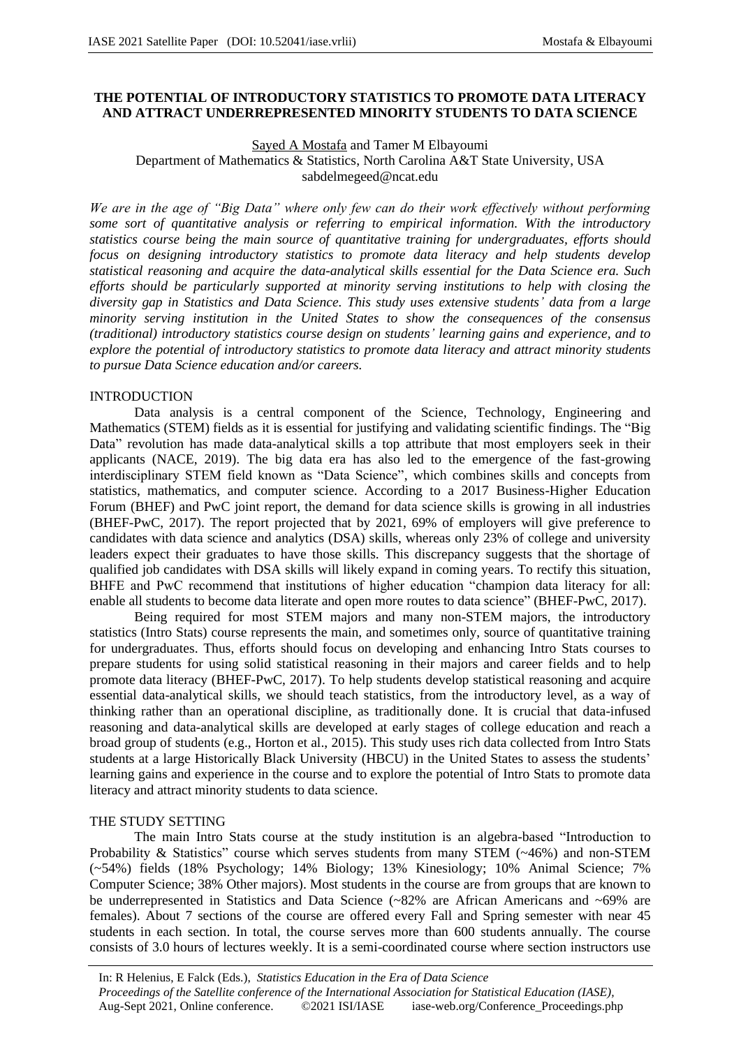# THE POTENTIAL OF INTRODUCTORY STATISTICS TO PROMOTE DATA LITERACY AND ATTRACT UNDERREPRESENTED MINORITY STUDENTS TO DATA SCIENCE

Sayed A Mostafa and Tamer M Elbayoumi
Department of Mathematics & Statistics, North Carolina A&T State University, USA
sabdelmegeed@ncat.edu

*We are in the age of "Big Data" where only few can do their work effectively without performing some sort of quantitative analysis or referring to empirical information. With the introductory statistics course being the main source of quantitative training for undergraduates, efforts should focus on designing introductory statistics to promote data literacy and help students develop statistical reasoning and acquire the data-analytical skills essential for the Data Science era. Such efforts should be particularly supported at minority serving institutions to help with closing the diversity gap in Statistics and Data Science. This study uses extensive students' data from a large minority serving institution in the United States to show the consequences of the consensus (traditional) introductory statistics course design on students' learning gains and experience, and to explore the potential of introductory statistics to promote data literacy and attract minority students to pursue Data Science education and/or careers.*

## INTRODUCTION

Data analysis is a central component of the Science, Technology, Engineering and Mathematics (STEM) fields as it is essential for justifying and validating scientific findings. The "Big Data" revolution has made data-analytical skills a top attribute that most employers seek in their applicants (NACE, 2019). The big data era has also led to the emergence of the fast-growing interdisciplinary STEM field known as "Data Science", which combines skills and concepts from statistics, mathematics, and computer science. According to a 2017 Business-Higher Education Forum (BHEF) and PwC joint report, the demand for data science skills is growing in all industries (BHEF-PwC, 2017). The report projected that by 2021, 69% of employers will give preference to candidates with data science and analytics (DSA) skills, whereas only 23% of college and university leaders expect their graduates to have those skills. This discrepancy suggests that the shortage of qualified job candidates with DSA skills will likely expand in coming years. To rectify this situation, BHFE and PwC recommend that institutions of higher education "champion data literacy for all: enable all students to become data literate and open more routes to data science" (BHEF-PwC, 2017).

Being required for most STEM majors and many non-STEM majors, the introductory statistics (Intro Stats) course represents the main, and sometimes only, source of quantitative training for undergraduates. Thus, efforts should focus on developing and enhancing Intro Stats courses to prepare students for using solid statistical reasoning in their majors and career fields and to help promote data literacy (BHEF-PwC, 2017). To help students develop statistical reasoning and acquire essential data-analytical skills, we should teach statistics, from the introductory level, as a way of thinking rather than an operational discipline, as traditionally done. It is crucial that data-infused reasoning and data-analytical skills are developed at early stages of college education and reach a broad group of students (e.g., Horton et al., 2015). This study uses rich data collected from Intro Stats students at a large Historically Black University (HBCU) in the United States to assess the students' learning gains and experience in the course and to explore the potential of Intro Stats to promote data literacy and attract minority students to data science.

## THE STUDY SETTING

The main Intro Stats course at the study institution is an algebra-based "Introduction to Probability & Statistics" course which serves students from many STEM (~46%) and non-STEM (~54%) fields (18% Psychology; 14% Biology; 13% Kinesiology; 10% Animal Science; 7% Computer Science; 38% Other majors). Most students in the course are from groups that are known to be underrepresented in Statistics and Data Science (~82% are African Americans and ~69% are females). About 7 sections of the course are offered every Fall and Spring semester with near 45 students in each section. In total, the course serves more than 600 students annually. The course consists of 3.0 hours of lectures weekly. It is a semi-coordinated course where section instructors use

In: R Helenius, E Falck (Eds.), *Statistics Education in the Era of Data Science*
*Proceedings of the Satellite conference of the International Association for Statistical Education (IASE)*, Aug-Sept 2021, Online conference. ©2021 ISI/IASE iase-web.org/Conference_Proceedings.php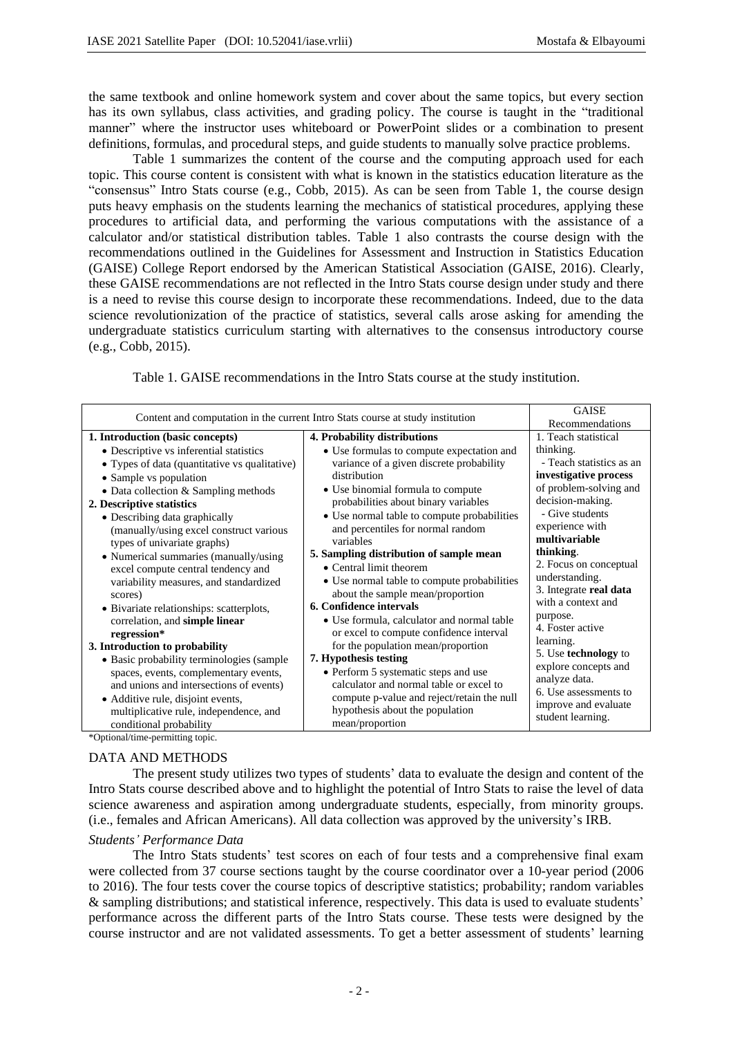the same textbook and online homework system and cover about the same topics, but every section has its own syllabus, class activities, and grading policy. The course is taught in the "traditional manner" where the instructor uses whiteboard or PowerPoint slides or a combination to present definitions, formulas, and procedural steps, and guide students to manually solve practice problems.

Table 1 summarizes the content of the course and the computing approach used for each topic. This course content is consistent with what is known in the statistics education literature as the "consensus" Intro Stats course (e.g., Cobb, 2015). As can be seen from Table 1, the course design puts heavy emphasis on the students learning the mechanics of statistical procedures, applying these procedures to artificial data, and performing the various computations with the assistance of a calculator and/or statistical distribution tables. Table 1 also contrasts the course design with the recommendations outlined in the Guidelines for Assessment and Instruction in Statistics Education (GAISE) College Report endorsed by the American Statistical Association (GAISE, 2016). Clearly, these GAISE recommendations are not reflected in the Intro Stats course design under study and there is a need to revise this course design to incorporate these recommendations. Indeed, due to the data science revolutionization of the practice of statistics, several calls arose asking for amending the undergraduate statistics curriculum starting with alternatives to the consensus introductory course (e.g., Cobb, 2015).

Table 1. GAISE recommendations in the Intro Stats course at the study institution.

| Content and computation in the current Intro Stats course at study institution | | GAISE Recommendations |
|---|---|---|
| **1. Introduction (basic concepts)**<br>• Descriptive vs inferential statistics<br>• Types of data (quantitative vs qualitative)<br>• Sample vs population<br>• Data collection & Sampling methods<br>**2. Descriptive statistics**<br>• Describing data graphically (manually/using excel construct various types of univariate graphs)<br>• Numerical summaries (manually/using excel compute central tendency and variability measures, and standardized scores)<br>• Bivariate relationships: scatterplots, correlation, and **simple linear regression***<br>**3. Introduction to probability**<br>• Basic probability terminologies (sample spaces, events, complementary events, and unions and intersections of events)<br>• Additive rule, disjoint events, multiplicative rule, independence, and conditional probability | **4. Probability distributions**<br>• Use formulas to compute expectation and variance of a given discrete probability distribution<br>• Use binomial formula to compute probabilities about binary variables<br>• Use normal table to compute probabilities and percentiles for normal random variables<br>**5. Sampling distribution of sample mean**<br>• Central limit theorem<br>• Use normal table to compute probabilities about the sample mean/proportion<br>**6. Confidence intervals**<br>• Use formula, calculator and normal table or excel to compute confidence interval for the population mean/proportion<br>**7. Hypothesis testing**<br>• Perform 5 systematic steps and use calculator and normal table or excel to compute p-value and reject/retain the null hypothesis about the population mean/proportion | 1. Teach statistical thinking.<br>- Teach statistics as an **investigative process** of problem-solving and decision-making.<br>- Give students experience with **multivariable thinking**.<br>2. Focus on conceptual understanding.<br>3. Integrate **real data** with a context and purpose.<br>4. Foster active learning.<br>5. Use **technology** to explore concepts and analyze data.<br>6. Use assessments to improve and evaluate student learning. |

*Optional/time-permitting topic.

## DATA AND METHODS

The present study utilizes two types of students' data to evaluate the design and content of the Intro Stats course described above and to highlight the potential of Intro Stats to raise the level of data science awareness and aspiration among undergraduate students, especially, from minority groups. (i.e., females and African Americans). All data collection was approved by the university's IRB.

### *Students' Performance Data*

The Intro Stats students' test scores on each of four tests and a comprehensive final exam were collected from 37 course sections taught by the course coordinator over a 10-year period (2006 to 2016). The four tests cover the course topics of descriptive statistics; probability; random variables & sampling distributions; and statistical inference, respectively. This data is used to evaluate students' performance across the different parts of the Intro Stats course. These tests were designed by the course instructor and are not validated assessments. To get a better assessment of students' learning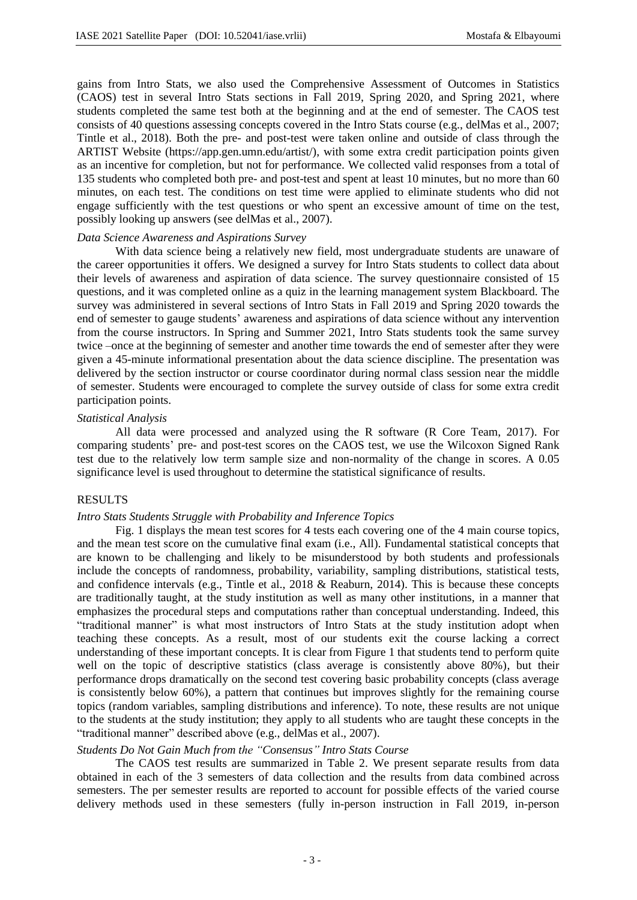gains from Intro Stats, we also used the Comprehensive Assessment of Outcomes in Statistics (CAOS) test in several Intro Stats sections in Fall 2019, Spring 2020, and Spring 2021, where students completed the same test both at the beginning and at the end of semester. The CAOS test consists of 40 questions assessing concepts covered in the Intro Stats course (e.g., delMas et al., 2007; Tintle et al., 2018). Both the pre- and post-test were taken online and outside of class through the ARTIST Website (https://app.gen.umn.edu/artist/), with some extra credit participation points given as an incentive for completion, but not for performance. We collected valid responses from a total of 135 students who completed both pre- and post-test and spent at least 10 minutes, but no more than 60 minutes, on each test. The conditions on test time were applied to eliminate students who did not engage sufficiently with the test questions or who spent an excessive amount of time on the test, possibly looking up answers (see delMas et al., 2007).

*Data Science Awareness and Aspirations Survey*

With data science being a relatively new field, most undergraduate students are unaware of the career opportunities it offers. We designed a survey for Intro Stats students to collect data about their levels of awareness and aspiration of data science. The survey questionnaire consisted of 15 questions, and it was completed online as a quiz in the learning management system Blackboard. The survey was administered in several sections of Intro Stats in Fall 2019 and Spring 2020 towards the end of semester to gauge students' awareness and aspirations of data science without any intervention from the course instructors. In Spring and Summer 2021, Intro Stats students took the same survey twice –once at the beginning of semester and another time towards the end of semester after they were given a 45-minute informational presentation about the data science discipline. The presentation was delivered by the section instructor or course coordinator during normal class session near the middle of semester. Students were encouraged to complete the survey outside of class for some extra credit participation points.

*Statistical Analysis*

All data were processed and analyzed using the R software (R Core Team, 2017). For comparing students' pre- and post-test scores on the CAOS test, we use the Wilcoxon Signed Rank test due to the relatively low term sample size and non-normality of the change in scores. A 0.05 significance level is used throughout to determine the statistical significance of results.

## RESULTS

*Intro Stats Students Struggle with Probability and Inference Topics*

Fig. 1 displays the mean test scores for 4 tests each covering one of the 4 main course topics, and the mean test score on the cumulative final exam (i.e., All). Fundamental statistical concepts that are known to be challenging and likely to be misunderstood by both students and professionals include the concepts of randomness, probability, variability, sampling distributions, statistical tests, and confidence intervals (e.g., Tintle et al., 2018 & Reaburn, 2014). This is because these concepts are traditionally taught, at the study institution as well as many other institutions, in a manner that emphasizes the procedural steps and computations rather than conceptual understanding. Indeed, this "traditional manner" is what most instructors of Intro Stats at the study institution adopt when teaching these concepts. As a result, most of our students exit the course lacking a correct understanding of these important concepts. It is clear from Figure 1 that students tend to perform quite well on the topic of descriptive statistics (class average is consistently above 80%), but their performance drops dramatically on the second test covering basic probability concepts (class average is consistently below 60%), a pattern that continues but improves slightly for the remaining course topics (random variables, sampling distributions and inference). To note, these results are not unique to the students at the study institution; they apply to all students who are taught these concepts in the "traditional manner" described above (e.g., delMas et al., 2007).

*Students Do Not Gain Much from the "Consensus" Intro Stats Course*

The CAOS test results are summarized in Table 2. We present separate results from data obtained in each of the 3 semesters of data collection and the results from data combined across semesters. The per semester results are reported to account for possible effects of the varied course delivery methods used in these semesters (fully in-person instruction in Fall 2019, in-person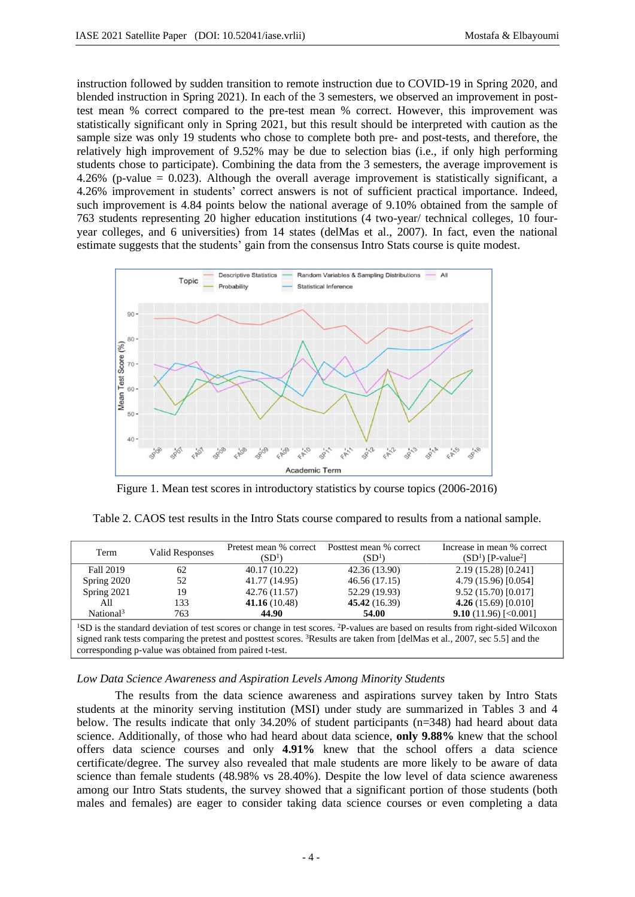instruction followed by sudden transition to remote instruction due to COVID-19 in Spring 2020, and blended instruction in Spring 2021). In each of the 3 semesters, we observed an improvement in post-test mean % correct compared to the pre-test mean % correct. However, this improvement was statistically significant only in Spring 2021, but this result should be interpreted with caution as the sample size was only 19 students who chose to complete both pre- and post-tests, and therefore, the relatively high improvement of 9.52% may be due to selection bias (i.e., if only high performing students chose to participate). Combining the data from the 3 semesters, the average improvement is 4.26% (p-value = 0.023). Although the overall average improvement is statistically significant, a 4.26% improvement in students' correct answers is not of sufficient practical importance. Indeed, such improvement is 4.84 points below the national average of 9.10% obtained from the sample of 763 students representing 20 higher education institutions (4 two-year/ technical colleges, 10 four-year colleges, and 6 universities) from 14 states (delMas et al., 2007). In fact, even the national estimate suggests that the students' gain from the consensus Intro Stats course is quite modest.

Figure 1. Mean test scores in introductory statistics by course topics (2006-2016)

Table 2. CAOS test results in the Intro Stats course compared to results from a national sample.

| Term | Valid Responses | Pretest mean % correct (SD[1]) | Posttest mean % correct (SD[1]) | Increase in mean % correct (SD[1]) [P-value[2]] |
|---|---|---|---|---|
| Fall 2019 | 62 | 40.17 (10.22) | 42.36 (13.90) | 2.19 (15.28) [0.241] |
| Spring 2020 | 52 | 41.77 (14.95) | 46.56 (17.15) | 4.79 (15.96) [0.054] |
| Spring 2021 | 19 | 42.76 (11.57) | 52.29 (19.93) | 9.52 (15.70) [0.017] |
| All | 133 | **41.16** (10.48) | **45.42** (16.39) | **4.26** (15.69) [0.010] |
| National[3] | 763 | **44.90** | **54.00** | **9.10** (11.96) [<0.001] |

[1]SD is the standard deviation of test scores or change in test scores. [2]P-values are based on results from right-sided Wilcoxon signed rank tests comparing the pretest and posttest scores. [3]Results are taken from [delMas et al., 2007, sec 5.5] and the corresponding p-value was obtained from paired t-test.

### *Low Data Science Awareness and Aspiration Levels Among Minority Students*

The results from the data science awareness and aspirations survey taken by Intro Stats students at the minority serving institution (MSI) under study are summarized in Tables 3 and 4 below. The results indicate that only 34.20% of student participants (n=348) had heard about data science. Additionally, of those who had heard about data science, **only 9.88%** knew that the school offers data science courses and only **4.91%** knew that the school offers a data science certificate/degree. The survey also revealed that male students are more likely to be aware of data science than female students (48.98% vs 28.40%). Despite the low level of data science awareness among our Intro Stats students, the survey showed that a significant portion of those students (both males and females) are eager to consider taking data science courses or even completing a data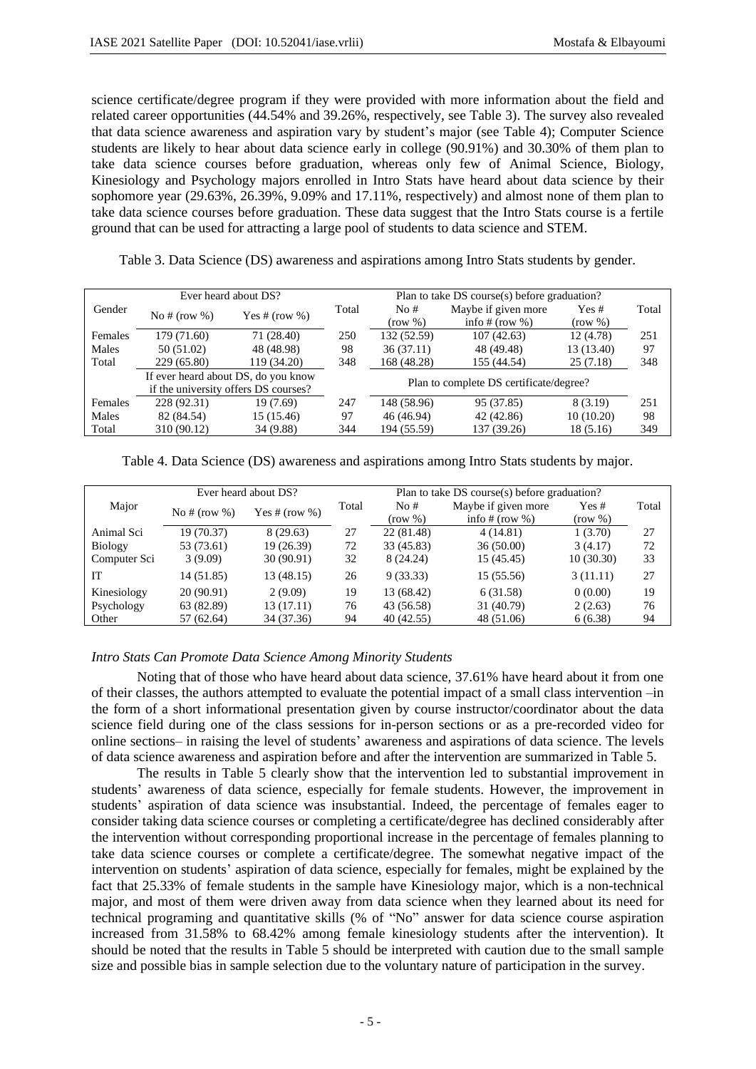science certificate/degree program if they were provided with more information about the field and related career opportunities (44.54% and 39.26%, respectively, see Table 3). The survey also revealed that data science awareness and aspiration vary by student's major (see Table 4); Computer Science students are likely to hear about data science early in college (90.91%) and 30.30% of them plan to take data science courses before graduation, whereas only few of Animal Science, Biology, Kinesiology and Psychology majors enrolled in Intro Stats have heard about data science by their sophomore year (29.63%, 26.39%, 9.09% and 17.11%, respectively) and almost none of them plan to take data science courses before graduation. These data suggest that the Intro Stats course is a fertile ground that can be used for attracting a large pool of students to data science and STEM.

Table 3. Data Science (DS) awareness and aspirations among Intro Stats students by gender.

| Gender | Ever heard about DS? | | Total | Plan to take DS course(s) before graduation? | | | Total |
|---|---|---|---|---|---|---|---|
| | No # (row %) | Yes # (row %) | | No # (row %) | Maybe if given more info # (row %) | Yes # (row %) | |
| Females | 179 (71.60) | 71 (28.40) | 250 | 132 (52.59) | 107 (42.63) | 12 (4.78) | 251 |
| Males | 50 (51.02) | 48 (48.98) | 98 | 36 (37.11) | 48 (49.48) | 13 (13.40) | 97 |
| Total | 229 (65.80) | 119 (34.20) | 348 | 168 (48.28) | 155 (44.54) | 25 (7.18) | 348 |
| | If ever heard about DS, do you know if the university offers DS courses? | | | Plan to complete DS certificate/degree? | | | |
| Females | 228 (92.31) | 19 (7.69) | 247 | 148 (58.96) | 95 (37.85) | 8 (3.19) | 251 |
| Males | 82 (84.54) | 15 (15.46) | 97 | 46 (46.94) | 42 (42.86) | 10 (10.20) | 98 |
| Total | 310 (90.12) | 34 (9.88) | 344 | 194 (55.59) | 137 (39.26) | 18 (5.16) | 349 |

Table 4. Data Science (DS) awareness and aspirations among Intro Stats students by major.

| Major | Ever heard about DS? | | Total | Plan to take DS course(s) before graduation? | | | Total |
|---|---|---|---|---|---|---|---|
| | No # (row %) | Yes # (row %) | | No # (row %) | Maybe if given more info # (row %) | Yes # (row %) | |
| Animal Sci | 19 (70.37) | 8 (29.63) | 27 | 22 (81.48) | 4 (14.81) | 1 (3.70) | 27 |
| Biology | 53 (73.61) | 19 (26.39) | 72 | 33 (45.83) | 36 (50.00) | 3 (4.17) | 72 |
| Computer Sci | 3 (9.09) | 30 (90.91) | 32 | 8 (24.24) | 15 (45.45) | 10 (30.30) | 33 |
| IT | 14 (51.85) | 13 (48.15) | 26 | 9 (33.33) | 15 (55.56) | 3 (11.11) | 27 |
| Kinesiology | 20 (90.91) | 2 (9.09) | 19 | 13 (68.42) | 6 (31.58) | 0 (0.00) | 19 |
| Psychology | 63 (82.89) | 13 (17.11) | 76 | 43 (56.58) | 31 (40.79) | 2 (2.63) | 76 |
| Other | 57 (62.64) | 34 (37.36) | 94 | 40 (42.55) | 48 (51.06) | 6 (6.38) | 94 |

### *Intro Stats Can Promote Data Science Among Minority Students*

Noting that of those who have heard about data science, 37.61% have heard about it from one of their classes, the authors attempted to evaluate the potential impact of a small class intervention –in the form of a short informational presentation given by course instructor/coordinator about the data science field during one of the class sessions for in-person sections or as a pre-recorded video for online sections– in raising the level of students' awareness and aspirations of data science. The levels of data science awareness and aspiration before and after the intervention are summarized in Table 5.

The results in Table 5 clearly show that the intervention led to substantial improvement in students' awareness of data science, especially for female students. However, the improvement in students' aspiration of data science was insubstantial. Indeed, the percentage of females eager to consider taking data science courses or completing a certificate/degree has declined considerably after the intervention without corresponding proportional increase in the percentage of females planning to take data science courses or complete a certificate/degree. The somewhat negative impact of the intervention on students' aspiration of data science, especially for females, might be explained by the fact that 25.33% of female students in the sample have Kinesiology major, which is a non-technical major, and most of them were driven away from data science when they learned about its need for technical programing and quantitative skills (% of "No" answer for data science course aspiration increased from 31.58% to 68.42% among female kinesiology students after the intervention). It should be noted that the results in Table 5 should be interpreted with caution due to the small sample size and possible bias in sample selection due to the voluntary nature of participation in the survey.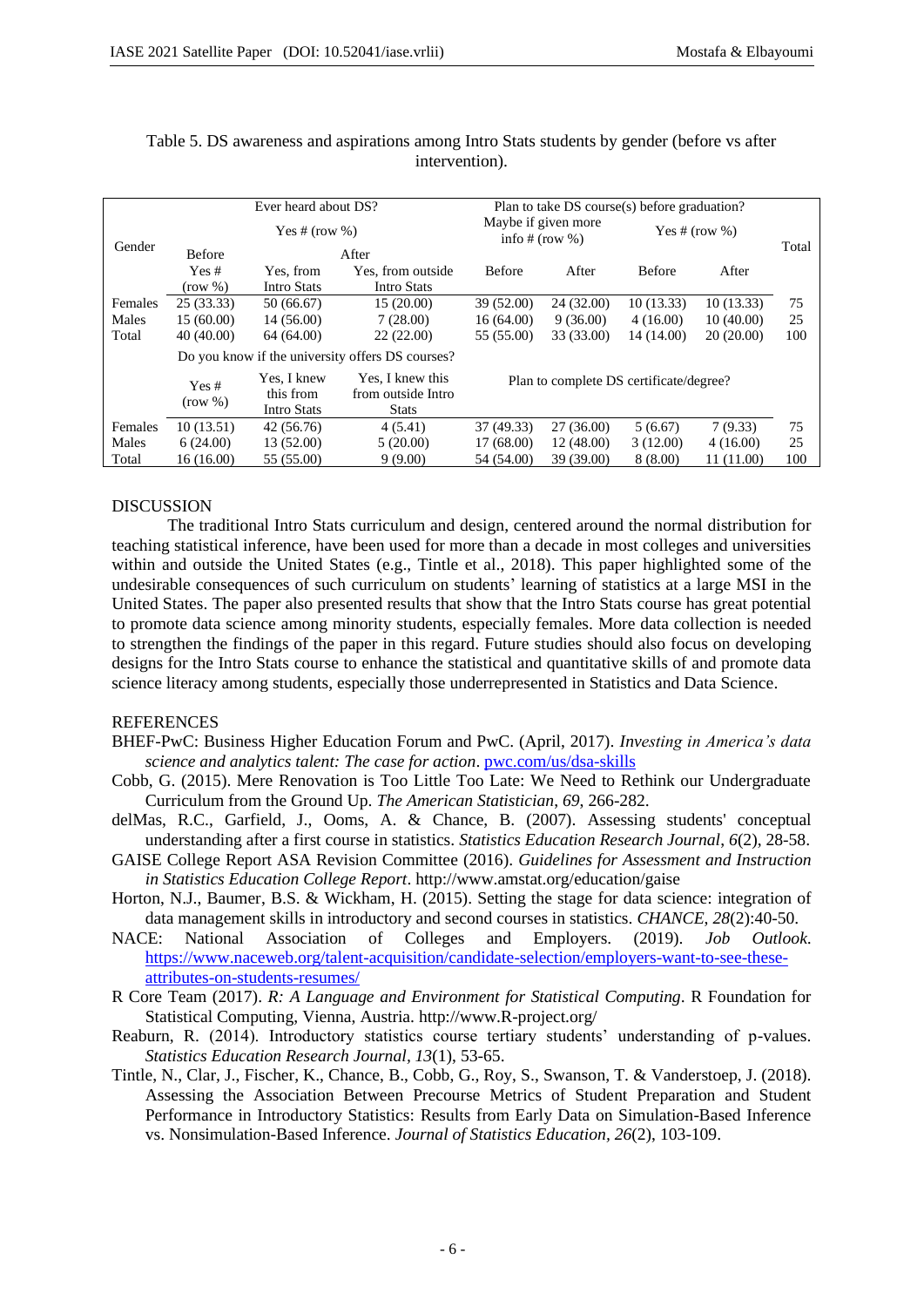Table 5. DS awareness and aspirations among Intro Stats students by gender (before vs after intervention).

| Gender | Ever heard about DS? | | | Plan to take DS course(s) before graduation? | | | | Total |
|---|---|---|---|---|---|---|---|---|
| | Yes # (row %) | | | Maybe if given more info # (row %) | | Yes # (row %) | | |
| | Before | After | | | | | | |
| | Yes # (row %) | Yes, from Intro Stats | Yes, from outside Intro Stats | Before | After | Before | After | |
| Females | 25 (33.33) | 50 (66.67) | 15 (20.00) | 39 (52.00) | 24 (32.00) | 10 (13.33) | 10 (13.33) | 75 |
| Males | 15 (60.00) | 14 (56.00) | 7 (28.00) | 16 (64.00) | 9 (36.00) | 4 (16.00) | 10 (40.00) | 25 |
| Total | 40 (40.00) | 64 (64.00) | 22 (22.00) | 55 (55.00) | 33 (33.00) | 14 (14.00) | 20 (20.00) | 100 |
| | Do you know if the university offers DS courses? | | | Plan to complete DS certificate/degree? | | | | |
| | Yes # (row %) | Yes, I knew this from Intro Stats | Yes, I knew this from outside Intro Stats | | | | | |
| Females | 10 (13.51) | 42 (56.76) | 4 (5.41) | 37 (49.33) | 27 (36.00) | 5 (6.67) | 7 (9.33) | 75 |
| Males | 6 (24.00) | 13 (52.00) | 5 (20.00) | 17 (68.00) | 12 (48.00) | 3 (12.00) | 4 (16.00) | 25 |
| Total | 16 (16.00) | 55 (55.00) | 9 (9.00) | 54 (54.00) | 39 (39.00) | 8 (8.00) | 11 (11.00) | 100 |

## DISCUSSION

The traditional Intro Stats curriculum and design, centered around the normal distribution for teaching statistical inference, have been used for more than a decade in most colleges and universities within and outside the United States (e.g., Tintle et al., 2018). This paper highlighted some of the undesirable consequences of such curriculum on students' learning of statistics at a large MSI in the United States. The paper also presented results that show that the Intro Stats course has great potential to promote data science among minority students, especially females. More data collection is needed to strengthen the findings of the paper in this regard. Future studies should also focus on developing designs for the Intro Stats course to enhance the statistical and quantitative skills of and promote data science literacy among students, especially those underrepresented in Statistics and Data Science.

## REFERENCES

BHEF-PwC: Business Higher Education Forum and PwC. (April, 2017). *Investing in America's data science and analytics talent: The case for action*. pwc.com/us/dsa-skills

Cobb, G. (2015). Mere Renovation is Too Little Too Late: We Need to Rethink our Undergraduate Curriculum from the Ground Up. *The American Statistician*, *69*, 266-282.

delMas, R.C., Garfield, J., Ooms, A. & Chance, B. (2007). Assessing students' conceptual understanding after a first course in statistics. *Statistics Education Research Journal*, *6*(2), 28-58.

GAISE College Report ASA Revision Committee (2016). *Guidelines for Assessment and Instruction in Statistics Education College Report*. http://www.amstat.org/education/gaise

Horton, N.J., Baumer, B.S. & Wickham, H. (2015). Setting the stage for data science: integration of data management skills in introductory and second courses in statistics. *CHANCE*, *28*(2):40-50.

NACE: National Association of Colleges and Employers. (2019). *Job Outlook.* https://www.naceweb.org/talent-acquisition/candidate-selection/employers-want-to-see-these-attributes-on-students-resumes/

R Core Team (2017). *R: A Language and Environment for Statistical Computing*. R Foundation for Statistical Computing, Vienna, Austria. http://www.R-project.org/

Reaburn, R. (2014). Introductory statistics course tertiary students' understanding of p-values. *Statistics Education Research Journal*, *13*(1), 53-65.

Tintle, N., Clar, J., Fischer, K., Chance, B., Cobb, G., Roy, S., Swanson, T. & Vanderstoep, J. (2018). Assessing the Association Between Precourse Metrics of Student Preparation and Student Performance in Introductory Statistics: Results from Early Data on Simulation-Based Inference vs. Nonsimulation-Based Inference. *Journal of Statistics Education*, *26*(2), 103-109.